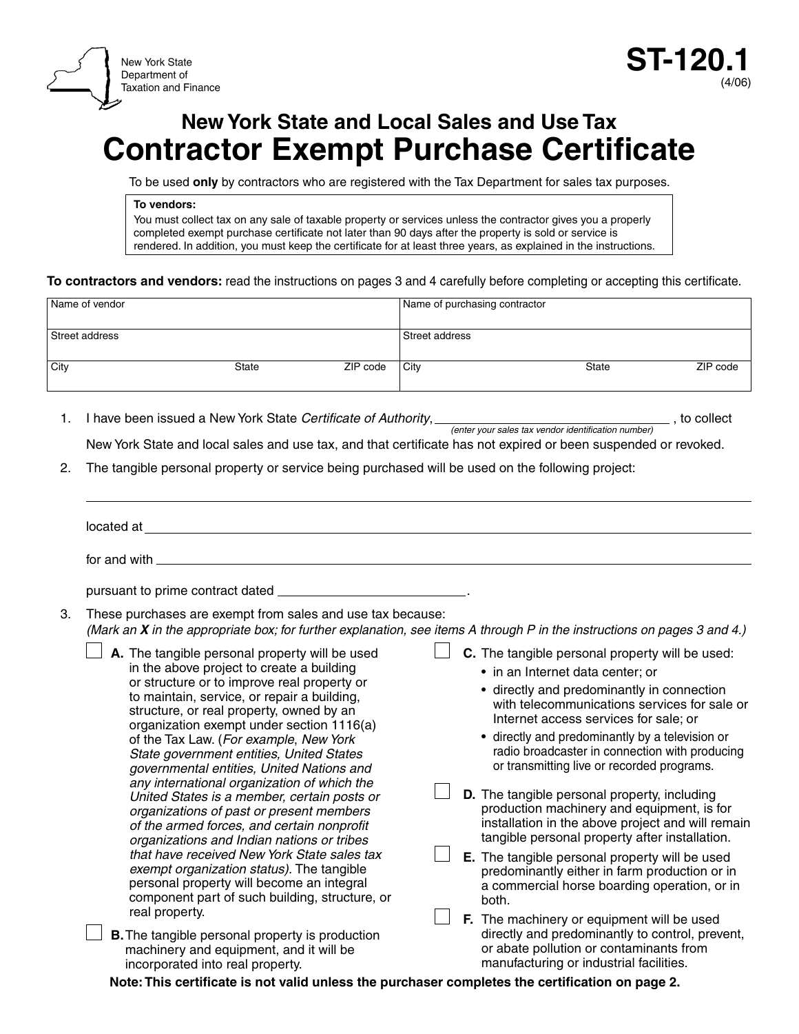New York State Department of Taxation and Finance

# ST-120.1

(4/06)

## New York State and Local Sales and Use Tax

# Contractor Exempt Purchase Certificate

To be used **only** by contractors who are registered with the Tax Department for sales tax purposes.

> **To vendors:**
> You must collect tax on any sale of taxable property or services unless the contractor gives you a properly completed exempt purchase certificate not later than 90 days after the property is sold or service is rendered. In addition, you must keep the certificate for at least three years, as explained in the instructions.

**To contractors and vendors:** read the instructions on pages 3 and 4 carefully before completing or accepting this certificate.

| Name of vendor | | | Name of purchasing contractor | | |
|---|---|---|---|---|---|
| Street address | | | Street address | | |
| City | State | ZIP code | City | State | ZIP code |

1. I have been issued a New York State *Certificate of Authority*, ______________ *(enter your sales tax vendor identification number)* , to collect New York State and local sales and use tax, and that certificate has not expired or been suspended or revoked.

2. The tangible personal property or service being purchased will be used on the following project:

   ______________________________

   located at ______________________________

   for and with ______________________________

   pursuant to prime contract dated ______________.

3. These purchases are exempt from sales and use tax because:
   *(Mark an **X** in the appropriate box; for further explanation, see items A through P in the instructions on pages 3 and 4.)*

   ☐ **A.** The tangible personal property will be used in the above project to create a building or structure or to improve real property or to maintain, service, or repair a building, structure, or real property, owned by an organization exempt under section 1116(a) of the Tax Law. (*For example, New York State government entities, United States governmental entities, United Nations and any international organization of which the United States is a member, certain posts or organizations of past or present members of the armed forces, and certain nonprofit organizations and Indian nations or tribes that have received New York State sales tax exempt organization status).* The tangible personal property will become an integral component part of such building, structure, or real property.

   ☐ **B.** The tangible personal property is production machinery and equipment, and it will be incorporated into real property.

   ☐ **C.** The tangible personal property will be used:
   - in an Internet data center; or
   - directly and predominantly in connection with telecommunications services for sale or Internet access services for sale; or
   - directly and predominantly by a television or radio broadcaster in connection with producing or transmitting live or recorded programs.

   ☐ **D.** The tangible personal property, including production machinery and equipment, is for installation in the above project and will remain tangible personal property after installation.

   ☐ **E.** The tangible personal property will be used predominantly either in farm production or in a commercial horse boarding operation, or in both.

   ☐ **F.** The machinery or equipment will be used directly and predominantly to control, prevent, or abate pollution or contaminants from manufacturing or industrial facilities.

**Note: This certificate is not valid unless the purchaser completes the certification on page 2.**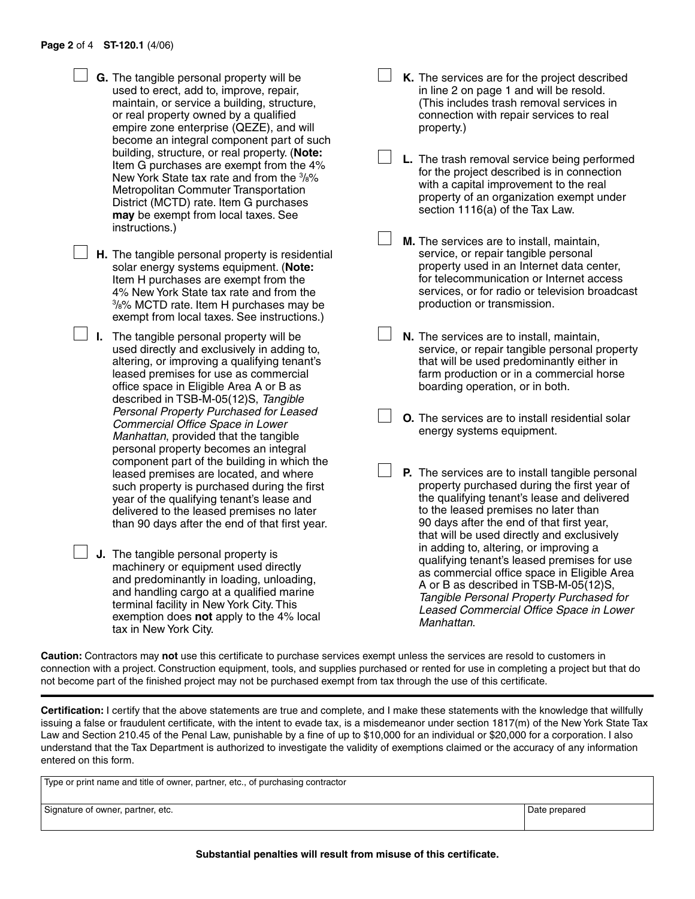- ☐ **G.** The tangible personal property will be used to erect, add to, improve, repair, maintain, or service a building, structure, or real property owned by a qualified empire zone enterprise (QEZE), and will become an integral component part of such building, structure, or real property. (**Note:** Item G purchases are exempt from the 4% New York State tax rate and from the $^3/_8$% Metropolitan Commuter Transportation District (MCTD) rate. Item G purchases **may** be exempt from local taxes. See instructions.)

- ☐ **H.** The tangible personal property is residential solar energy systems equipment. (**Note:** Item H purchases are exempt from the 4% New York State tax rate and from the $^3/_8$% MCTD rate. Item H purchases may be exempt from local taxes. See instructions.)

- ☐ **I.** The tangible personal property will be used directly and exclusively in adding to, altering, or improving a qualifying tenant's leased premises for use as commercial office space in Eligible Area A or B as described in TSB-M-05(12)S, *Tangible Personal Property Purchased for Leased Commercial Office Space in Lower Manhattan*, provided that the tangible personal property becomes an integral component part of the building in which the leased premises are located, and where such property is purchased during the first year of the qualifying tenant's lease and delivered to the leased premises no later than 90 days after the end of that first year.

- ☐ **J.** The tangible personal property is machinery or equipment used directly and predominantly in loading, unloading, and handling cargo at a qualified marine terminal facility in New York City. This exemption does **not** apply to the 4% local tax in New York City.

- ☐ **K.** The services are for the project described in line 2 on page 1 and will be resold. (This includes trash removal services in connection with repair services to real property.)

- ☐ **L.** The trash removal service being performed for the project described is in connection with a capital improvement to the real property of an organization exempt under section 1116(a) of the Tax Law.

- ☐ **M.** The services are to install, maintain, service, or repair tangible personal property used in an Internet data center, for telecommunication or Internet access services, or for radio or television broadcast production or transmission.

- ☐ **N.** The services are to install, maintain, service, or repair tangible personal property that will be used predominantly either in farm production or in a commercial horse boarding operation, or in both.

- ☐ **O.** The services are to install residential solar energy systems equipment.

- ☐ **P.** The services are to install tangible personal property purchased during the first year of the qualifying tenant's lease and delivered to the leased premises no later than 90 days after the end of that first year, that will be used directly and exclusively in adding to, altering, or improving a qualifying tenant's leased premises for use as commercial office space in Eligible Area A or B as described in TSB-M-05(12)S, *Tangible Personal Property Purchased for Leased Commercial Office Space in Lower Manhattan*.

**Caution:** Contractors may **not** use this certificate to purchase services exempt unless the services are resold to customers in connection with a project. Construction equipment, tools, and supplies purchased or rented for use in completing a project but that do not become part of the finished project may not be purchased exempt from tax through the use of this certificate.

---

**Certification:** I certify that the above statements are true and complete, and I make these statements with the knowledge that willfully issuing a false or fraudulent certificate, with the intent to evade tax, is a misdemeanor under section 1817(m) of the New York State Tax Law and Section 210.45 of the Penal Law, punishable by a fine of up to $10,000 for an individual or $20,000 for a corporation. I also understand that the Tax Department is authorized to investigate the validity of exemptions claimed or the accuracy of any information entered on this form.

| Type or print name and title of owner, partner, etc., of purchasing contractor | |
|---|---|
| Signature of owner, partner, etc. | Date prepared |

**Substantial penalties will result from misuse of this certificate.**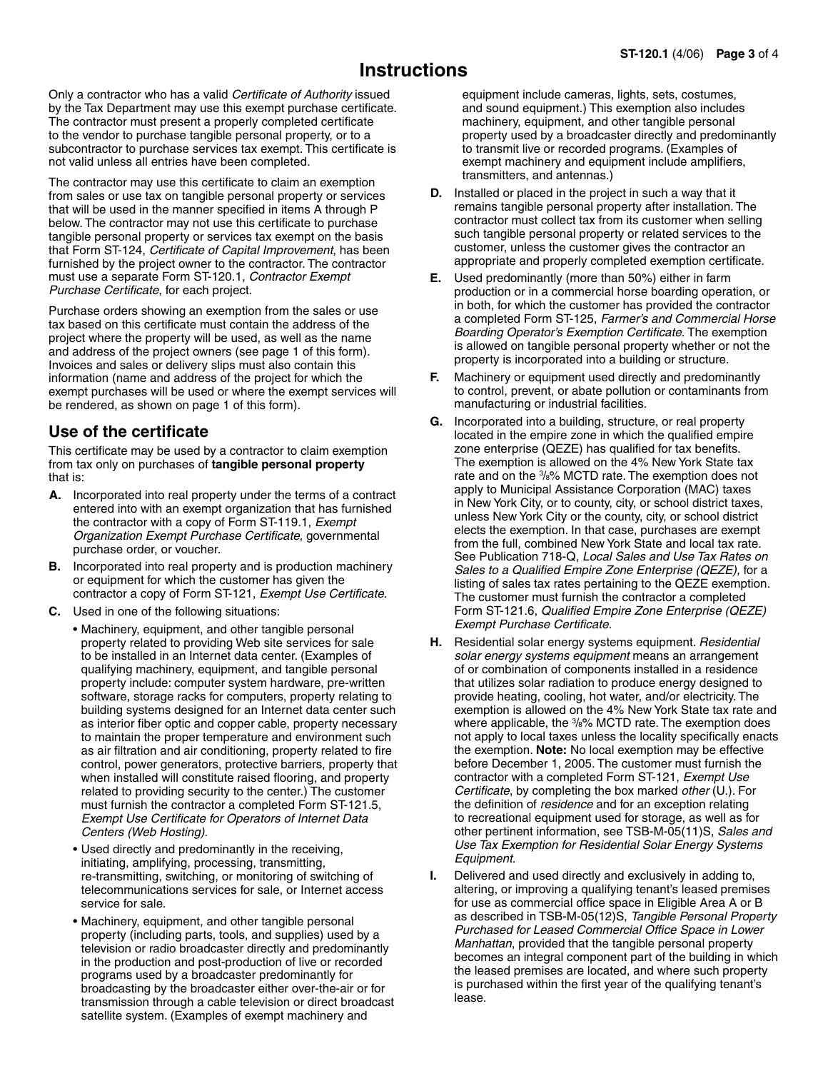# Instructions

Only a contractor who has a valid *Certificate of Authority* issued by the Tax Department may use this exempt purchase certificate. The contractor must present a properly completed certificate to the vendor to purchase tangible personal property, or to a subcontractor to purchase services tax exempt. This certificate is not valid unless all entries have been completed.

The contractor may use this certificate to claim an exemption from sales or use tax on tangible personal property or services that will be used in the manner specified in items A through P below. The contractor may not use this certificate to purchase tangible personal property or services tax exempt on the basis that Form ST-124, *Certificate of Capital Improvement*, has been furnished by the project owner to the contractor. The contractor must use a separate Form ST-120.1, *Contractor Exempt Purchase Certificate*, for each project.

Purchase orders showing an exemption from the sales or use tax based on this certificate must contain the address of the project where the property will be used, as well as the name and address of the project owners (see page 1 of this form). Invoices and sales or delivery slips must also contain this information (name and address of the project for which the exempt purchases will be used or where the exempt services will be rendered, as shown on page 1 of this form).

## Use of the certificate

This certificate may be used by a contractor to claim exemption from tax only on purchases of **tangible personal property** that is:

**A.** Incorporated into real property under the terms of a contract entered into with an exempt organization that has furnished the contractor with a copy of Form ST-119.1, *Exempt Organization Exempt Purchase Certificate,* governmental purchase order, or voucher.

**B.** Incorporated into real property and is production machinery or equipment for which the customer has given the contractor a copy of Form ST-121, *Exempt Use Certificate*.

**C.** Used in one of the following situations:

- Machinery, equipment, and other tangible personal property related to providing Web site services for sale to be installed in an Internet data center. (Examples of qualifying machinery, equipment, and tangible personal property include: computer system hardware, pre-written software, storage racks for computers, property relating to building systems designed for an Internet data center such as interior fiber optic and copper cable, property necessary to maintain the proper temperature and environment such as air filtration and air conditioning, property related to fire control, power generators, protective barriers, property that when installed will constitute raised flooring, and property related to providing security to the center.) The customer must furnish the contractor a completed Form ST-121.5, *Exempt Use Certificate for Operators of Internet Data Centers (Web Hosting)*.
- Used directly and predominantly in the receiving, initiating, amplifying, processing, transmitting, re-transmitting, switching, or monitoring of switching of telecommunications services for sale, or Internet access service for sale.
- Machinery, equipment, and other tangible personal property (including parts, tools, and supplies) used by a television or radio broadcaster directly and predominantly in the production and post-production of live or recorded programs used by a broadcaster predominantly for broadcasting by the broadcaster either over-the-air or for transmission through a cable television or direct broadcast satellite system. (Examples of exempt machinery and equipment include cameras, lights, sets, costumes, and sound equipment.) This exemption also includes machinery, equipment, and other tangible personal property used by a broadcaster directly and predominantly to transmit live or recorded programs. (Examples of exempt machinery and equipment include amplifiers, transmitters, and antennas.)

**D.** Installed or placed in the project in such a way that it remains tangible personal property after installation. The contractor must collect tax from its customer when selling such tangible personal property or related services to the customer, unless the customer gives the contractor an appropriate and properly completed exemption certificate.

**E.** Used predominantly (more than 50%) either in farm production or in a commercial horse boarding operation, or in both, for which the customer has provided the contractor a completed Form ST-125, *Farmer's and Commercial Horse Boarding Operator's Exemption Certificate*. The exemption is allowed on tangible personal property whether or not the property is incorporated into a building or structure.

**F.** Machinery or equipment used directly and predominantly to control, prevent, or abate pollution or contaminants from manufacturing or industrial facilities.

**G.** Incorporated into a building, structure, or real property located in the empire zone in which the qualified empire zone enterprise (QEZE) has qualified for tax benefits. The exemption is allowed on the 4% New York State tax rate and on the $^3/_8$% MCTD rate. The exemption does not apply to Municipal Assistance Corporation (MAC) taxes in New York City, or to county, city, or school district taxes, unless New York City or the county, city, or school district elects the exemption. In that case, purchases are exempt from the full, combined New York State and local tax rate. See Publication 718-Q, *Local Sales and Use Tax Rates on Sales to a Qualified Empire Zone Enterprise (QEZE),* for a listing of sales tax rates pertaining to the QEZE exemption. The customer must furnish the contractor a completed Form ST-121.6, *Qualified Empire Zone Enterprise (QEZE) Exempt Purchase Certificate*.

**H.** Residential solar energy systems equipment. *Residential solar energy systems equipment* means an arrangement of or combination of components installed in a residence that utilizes solar radiation to produce energy designed to provide heating, cooling, hot water, and/or electricity. The exemption is allowed on the 4% New York State tax rate and where applicable, the $^3/_8$% MCTD rate. The exemption does not apply to local taxes unless the locality specifically enacts the exemption. **Note:** No local exemption may be effective before December 1, 2005. The customer must furnish the contractor with a completed Form ST-121, *Exempt Use Certificate*, by completing the box marked *other* (U.). For the definition of *residence* and for an exception relating to recreational equipment used for storage, as well as for other pertinent information, see TSB-M-05(11)S, *Sales and Use Tax Exemption for Residential Solar Energy Systems Equipment*.

**I.** Delivered and used directly and exclusively in adding to, altering, or improving a qualifying tenant's leased premises for use as commercial office space in Eligible Area A or B as described in TSB-M-05(12)S, *Tangible Personal Property Purchased for Leased Commercial Office Space in Lower Manhattan*, provided that the tangible personal property becomes an integral component part of the building in which the leased premises are located, and where such property is purchased within the first year of the qualifying tenant's lease.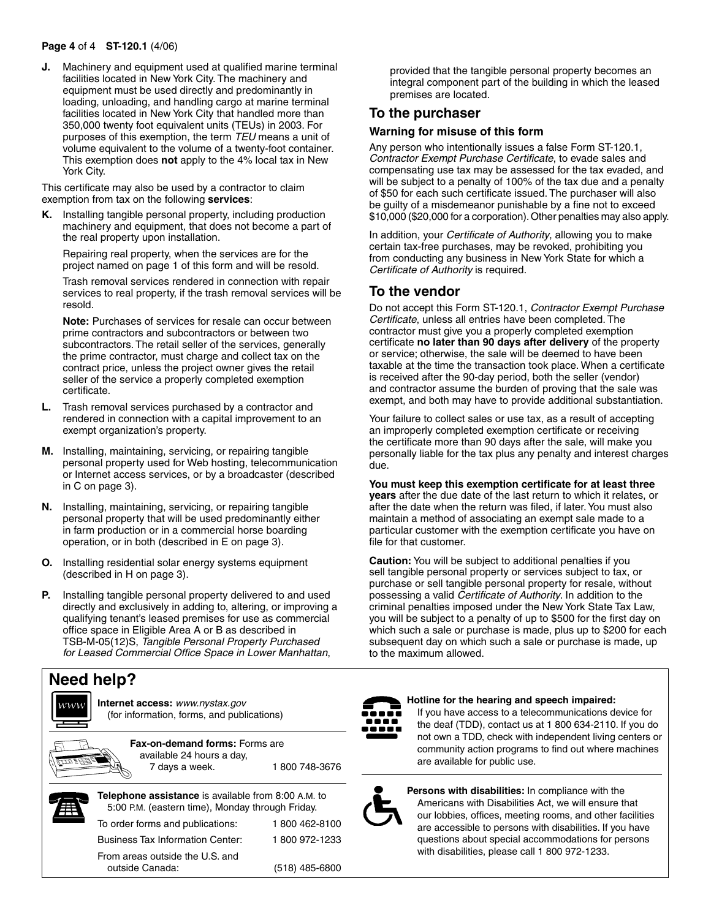**J.** Machinery and equipment used at qualified marine terminal facilities located in New York City. The machinery and equipment must be used directly and predominantly in loading, unloading, and handling cargo at marine terminal facilities located in New York City that handled more than 350,000 twenty foot equivalent units (TEUs) in 2003. For purposes of this exemption, the term *TEU* means a unit of volume equivalent to the volume of a twenty-foot container. This exemption does **not** apply to the 4% local tax in New York City.

This certificate may also be used by a contractor to claim exemption from tax on the following **services**:

**K.** Installing tangible personal property, including production machinery and equipment, that does not become a part of the real property upon installation.

Repairing real property, when the services are for the project named on page 1 of this form and will be resold.

Trash removal services rendered in connection with repair services to real property, if the trash removal services will be resold.

**Note:** Purchases of services for resale can occur between prime contractors and subcontractors or between two subcontractors. The retail seller of the services, generally the prime contractor, must charge and collect tax on the contract price, unless the project owner gives the retail seller of the service a properly completed exemption certificate.

**L.** Trash removal services purchased by a contractor and rendered in connection with a capital improvement to an exempt organization's property.

**M.** Installing, maintaining, servicing, or repairing tangible personal property used for Web hosting, telecommunication or Internet access services, or by a broadcaster (described in C on page 3).

**N.** Installing, maintaining, servicing, or repairing tangible personal property that will be used predominantly either in farm production or in a commercial horse boarding operation, or in both (described in E on page 3).

**O.** Installing residential solar energy systems equipment (described in H on page 3).

**P.** Installing tangible personal property delivered to and used directly and exclusively in adding to, altering, or improving a qualifying tenant's leased premises for use as commercial office space in Eligible Area A or B as described in TSB-M-05(12)S, *Tangible Personal Property Purchased for Leased Commercial Office Space in Lower Manhattan*, provided that the tangible personal property becomes an integral component part of the building in which the leased premises are located.

## To the purchaser

### Warning for misuse of this form

Any person who intentionally issues a false Form ST-120.1, *Contractor Exempt Purchase Certificate*, to evade sales and compensating use tax may be assessed for the tax evaded, and will be subject to a penalty of 100% of the tax due and a penalty of $50 for each such certificate issued. The purchaser will also be guilty of a misdemeanor punishable by a fine not to exceed $10,000 ($20,000 for a corporation). Other penalties may also apply.

In addition, your *Certificate of Authority*, allowing you to make certain tax-free purchases, may be revoked, prohibiting you from conducting any business in New York State for which a *Certificate of Authority* is required.

## To the vendor

Do not accept this Form ST-120.1, *Contractor Exempt Purchase Certificate*, unless all entries have been completed. The contractor must give you a properly completed exemption certificate **no later than 90 days after delivery** of the property or service; otherwise, the sale will be deemed to have been taxable at the time the transaction took place. When a certificate is received after the 90-day period, both the seller (vendor) and contractor assume the burden of proving that the sale was exempt, and both may have to provide additional substantiation.

Your failure to collect sales or use tax, as a result of accepting an improperly completed exemption certificate or receiving the certificate more than 90 days after the sale, will make you personally liable for the tax plus any penalty and interest charges due.

**You must keep this exemption certificate for at least three years** after the due date of the last return to which it relates, or after the date when the return was filed, if later. You must also maintain a method of associating an exempt sale made to a particular customer with the exemption certificate you have on file for that customer.

**Caution:** You will be subject to additional penalties if you sell tangible personal property or services subject to tax, or purchase or sell tangible personal property for resale, without possessing a valid *Certificate of Authority*. In addition to the criminal penalties imposed under the New York State Tax Law, you will be subject to a penalty of up to $500 for the first day on which such a sale or purchase is made, plus up to $200 for each subsequent day on which such a sale or purchase is made, up to the maximum allowed.

## Need help?

**Internet access:** *www.nystax.gov* (for information, forms, and publications)

**Fax-on-demand forms:** Forms are available 24 hours a day, 7 days a week. 1 800 748-3676

**Telephone assistance** is available from 8:00 A.M. to 5:00 P.M. (eastern time), Monday through Friday.

| | |
|---|---|
| To order forms and publications: | 1 800 462-8100 |
| Business Tax Information Center: | 1 800 972-1233 |
| From areas outside the U.S. and outside Canada: | (518) 485-6800 |

**Hotline for the hearing and speech impaired:** If you have access to a telecommunications device for the deaf (TDD), contact us at 1 800 634-2110. If you do not own a TDD, check with independent living centers or community action programs to find out where machines are available for public use.

**Persons with disabilities:** In compliance with the Americans with Disabilities Act, we will ensure that our lobbies, offices, meeting rooms, and other facilities are accessible to persons with disabilities. If you have questions about special accommodations for persons with disabilities, please call 1 800 972-1233.